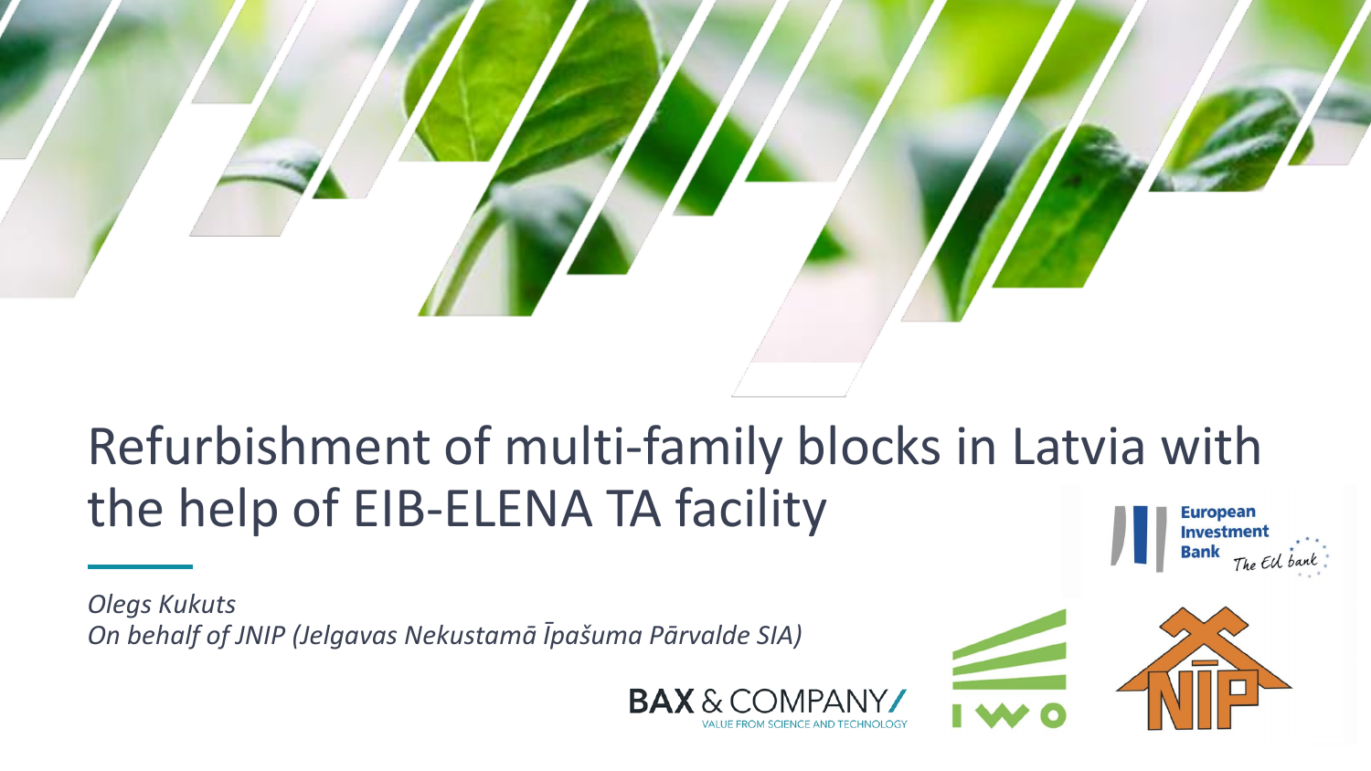# Refurbishment of multi-family blocks in Latvia with the help of EIB-ELENA TA facility

*Olegs Kukuts*
*On behalf of JNIP (Jelgavas Nekustamā Īpašuma Pārvalde SIA)*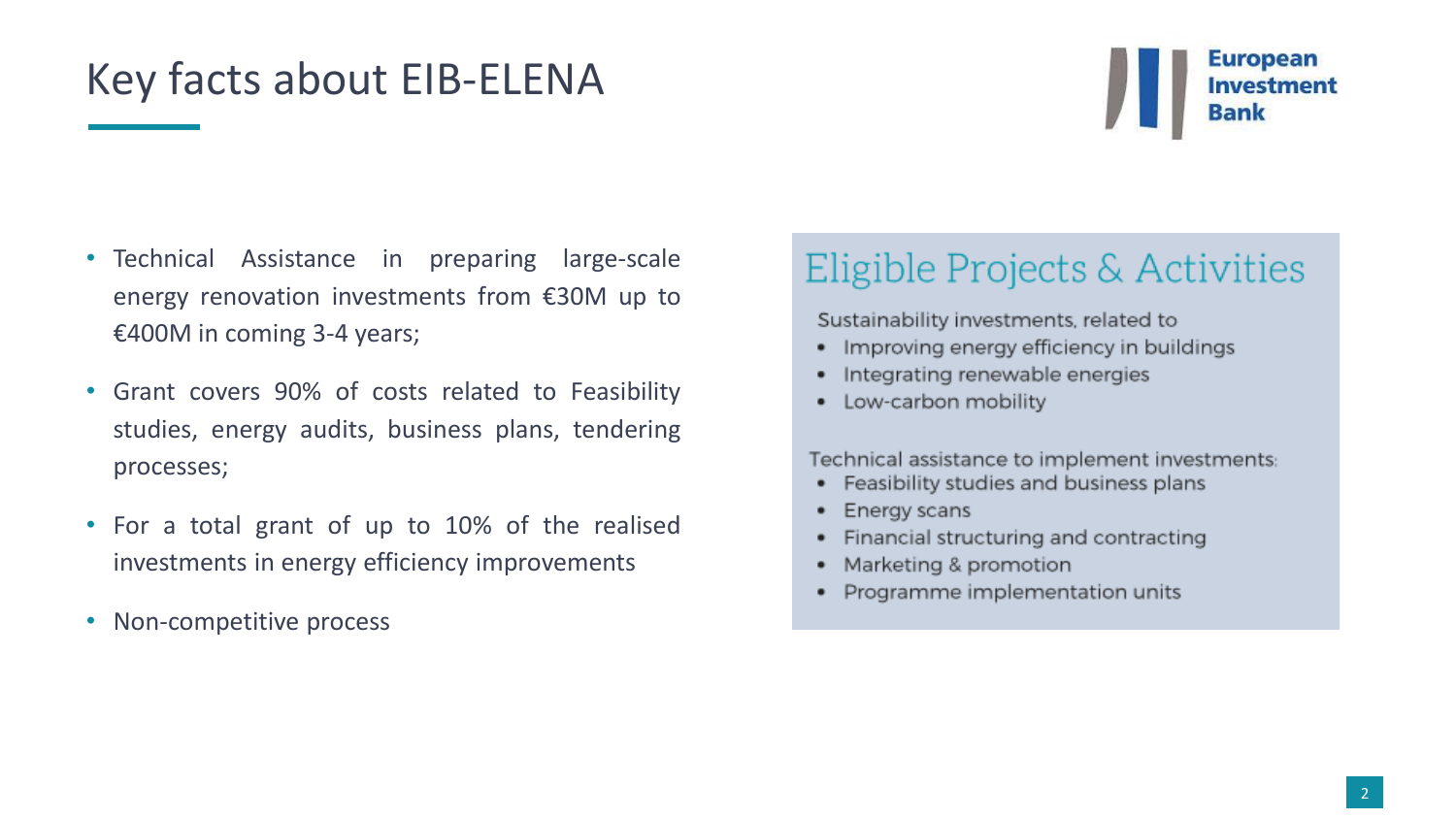# Key facts about EIB-ELENA

- Technical Assistance in preparing large-scale energy renovation investments from €30M up to €400M in coming 3-4 years;
- Grant covers 90% of costs related to Feasibility studies, energy audits, business plans, tendering processes;
- For a total grant of up to 10% of the realised investments in energy efficiency improvements
- Non-competitive process

## Eligible Projects & Activities

Sustainability investments, related to

- Improving energy efficiency in buildings
- Integrating renewable energies
- Low-carbon mobility

Technical assistance to implement investments:

- Feasibility studies and business plans
- Energy scans
- Financial structuring and contracting
- Marketing & promotion
- Programme implementation units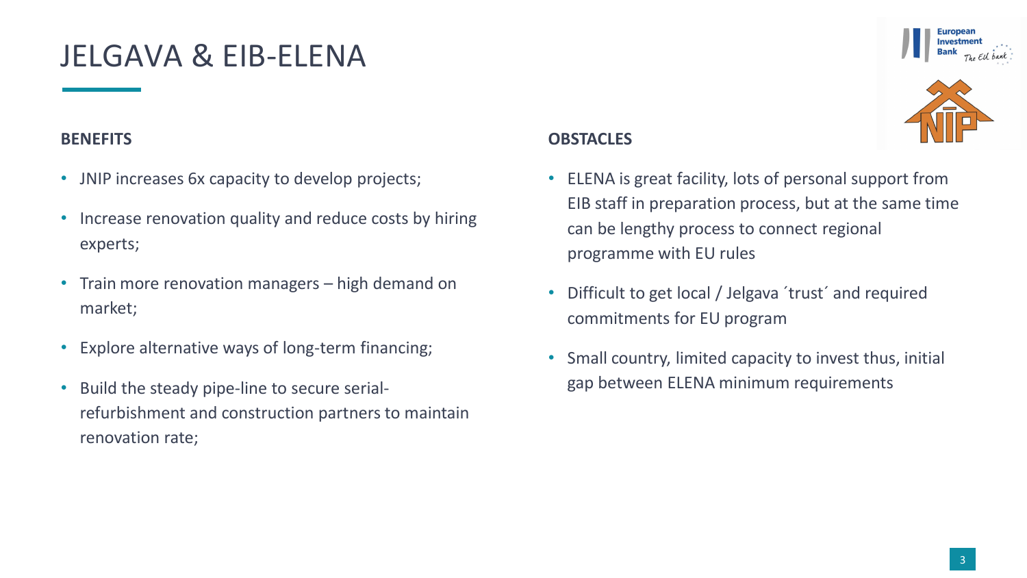# JELGAVA & EIB-ELENA

**BENEFITS**

- JNIP increases 6x capacity to develop projects;
- Increase renovation quality and reduce costs by hiring experts;
- Train more renovation managers – high demand on market;
- Explore alternative ways of long-term financing;
- Build the steady pipe-line to secure serial-refurbishment and construction partners to maintain renovation rate;

**OBSTACLES**

- ELENA is great facility, lots of personal support from EIB staff in preparation process, but at the same time can be lengthy process to connect regional programme with EU rules
- Difficult to get local / Jelgava ´trust´ and required commitments for EU program
- Small country, limited capacity to invest thus, initial gap between ELENA minimum requirements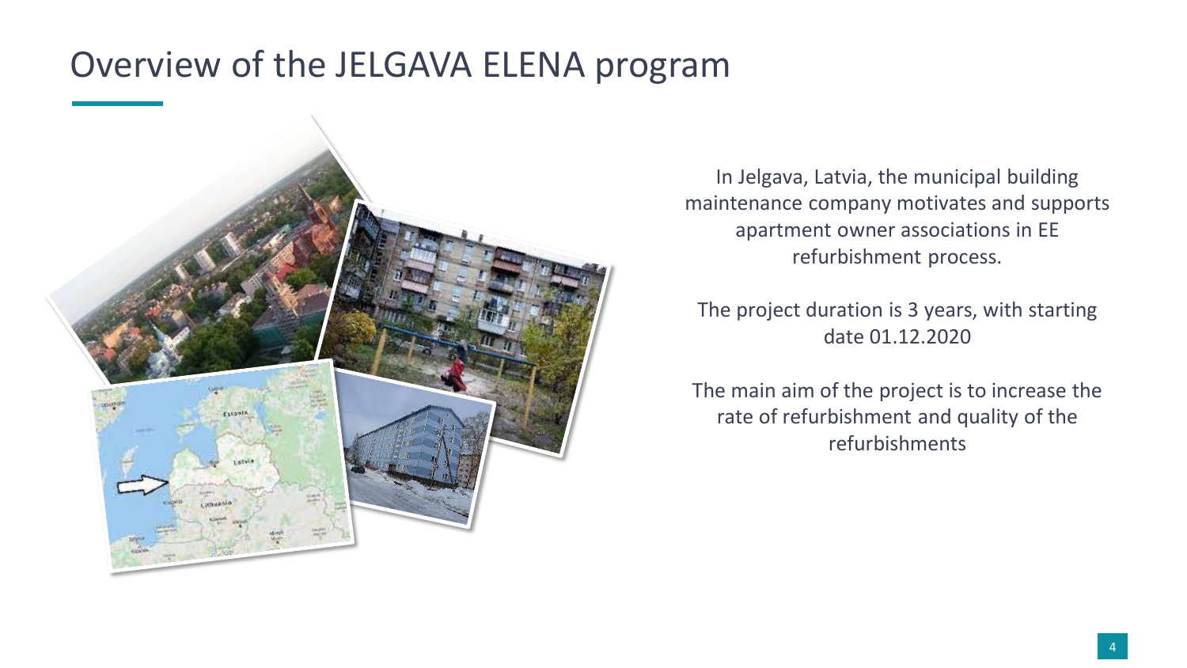# Overview of the JELGAVA ELENA program

In Jelgava, Latvia, the municipal building maintenance company motivates and supports apartment owner associations in EE refurbishment process.

The project duration is 3 years, with starting date 01.12.2020

The main aim of the project is to increase the rate of refurbishment and quality of the refurbishments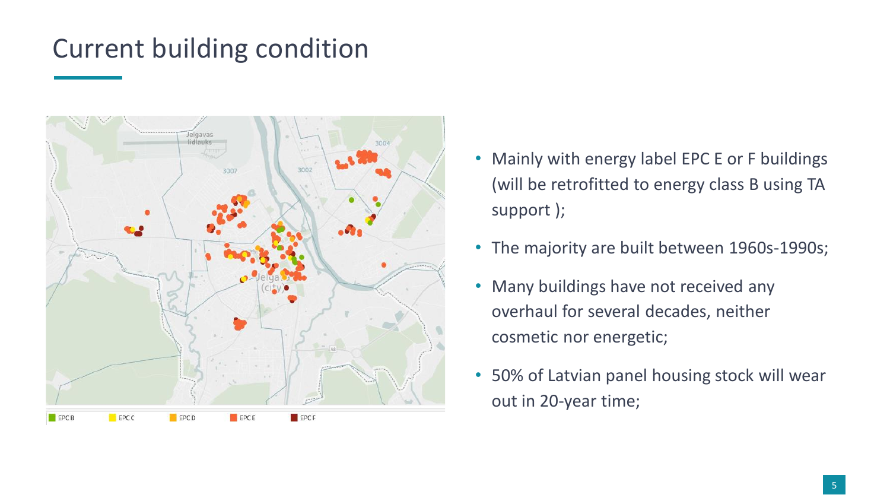# Current building condition

- Mainly with energy label EPC E or F buildings (will be retrofitted to energy class B using TA support );
- The majority are built between 1960s-1990s;
- Many buildings have not received any overhaul for several decades, neither cosmetic nor energetic;
- 50% of Latvian panel housing stock will wear out in 20-year time;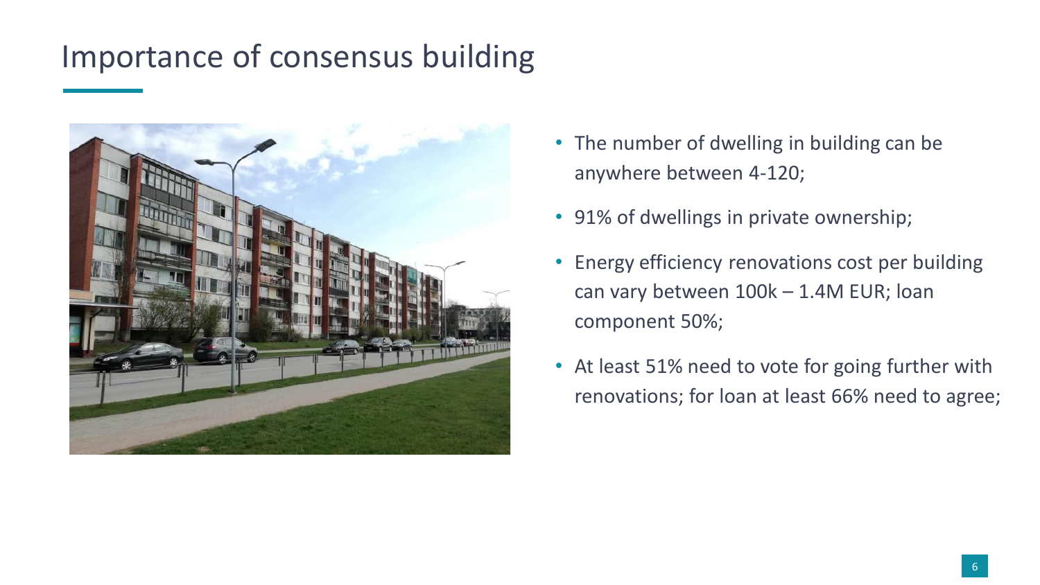# Importance of consensus building

- The number of dwelling in building can be anywhere between 4-120;
- 91% of dwellings in private ownership;
- Energy efficiency renovations cost per building can vary between 100k – 1.4M EUR; loan component 50%;
- At least 51% need to vote for going further with renovations; for loan at least 66% need to agree;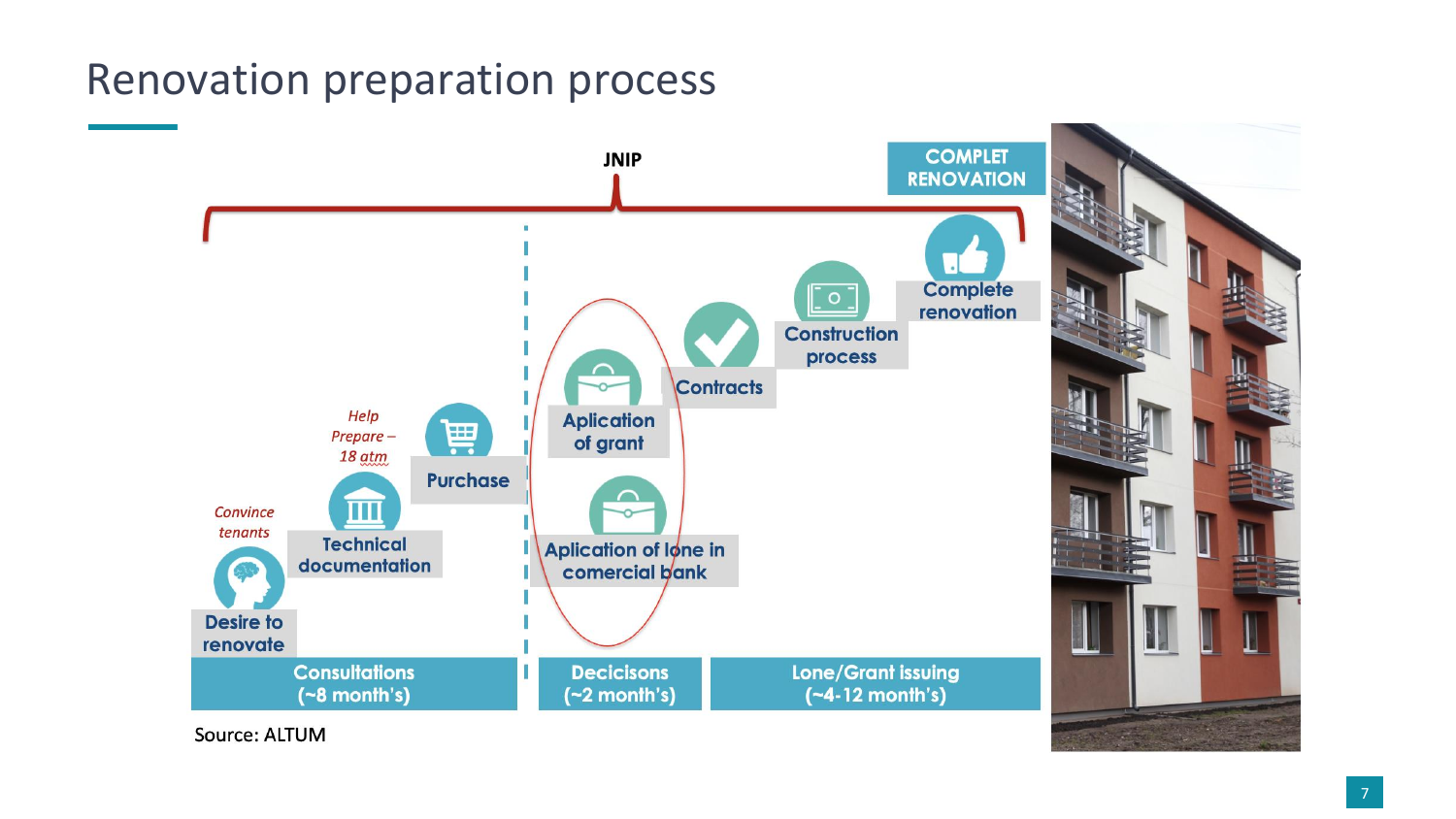# Renovation preparation process

JNIP

COMPLET RENOVATION

*Convince tenants*

Desire to renovate

*Help Prepare – 18 atm*

Technical documentation

Purchase

Aplication of grant

Aplication of lone in comercial bank

Contracts

Construction process

Complete renovation

Consultations (~8 month's)

Decicisons (~2 month's)

Lone/Grant issuing (~4-12 month's)

Source: ALTUM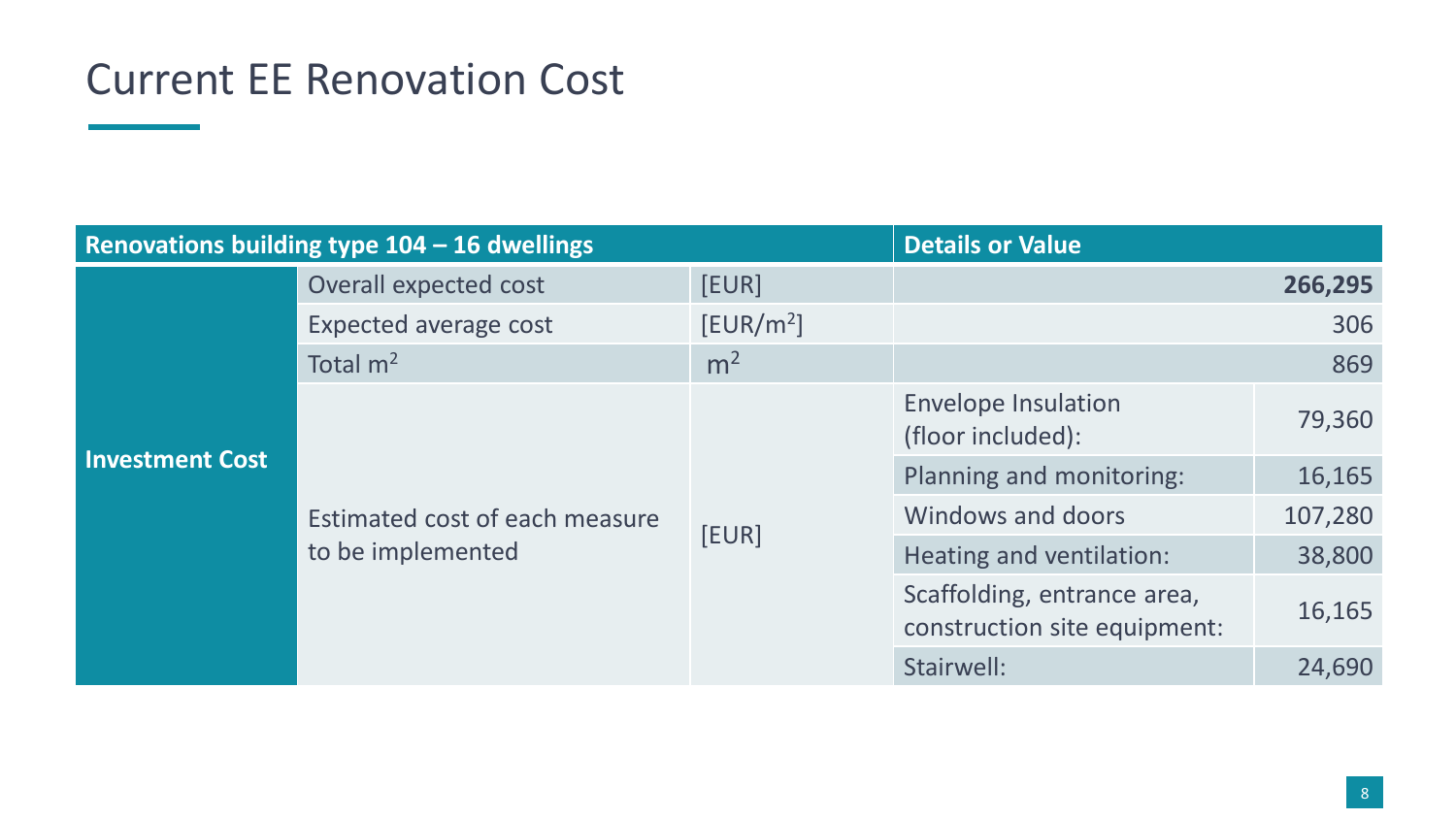# Current EE Renovation Cost

| Renovations building type 104 – 16 dwellings | | | Details or Value | |
|---|---|---|---|---|
| Investment Cost | Overall expected cost | [EUR] | | **266,295** |
| | Expected average cost | [EUR/$m^2$] | | 306 |
| | Total $m^2$ | $m^2$ | | 869 |
| | Estimated cost of each measure to be implemented | [EUR] | Envelope Insulation (floor included): | 79,360 |
| | | | Planning and monitoring: | 16,165 |
| | | | Windows and doors | 107,280 |
| | | | Heating and ventilation: | 38,800 |
| | | | Scaffolding, entrance area, construction site equipment: | 16,165 |
| | | | Stairwell: | 24,690 |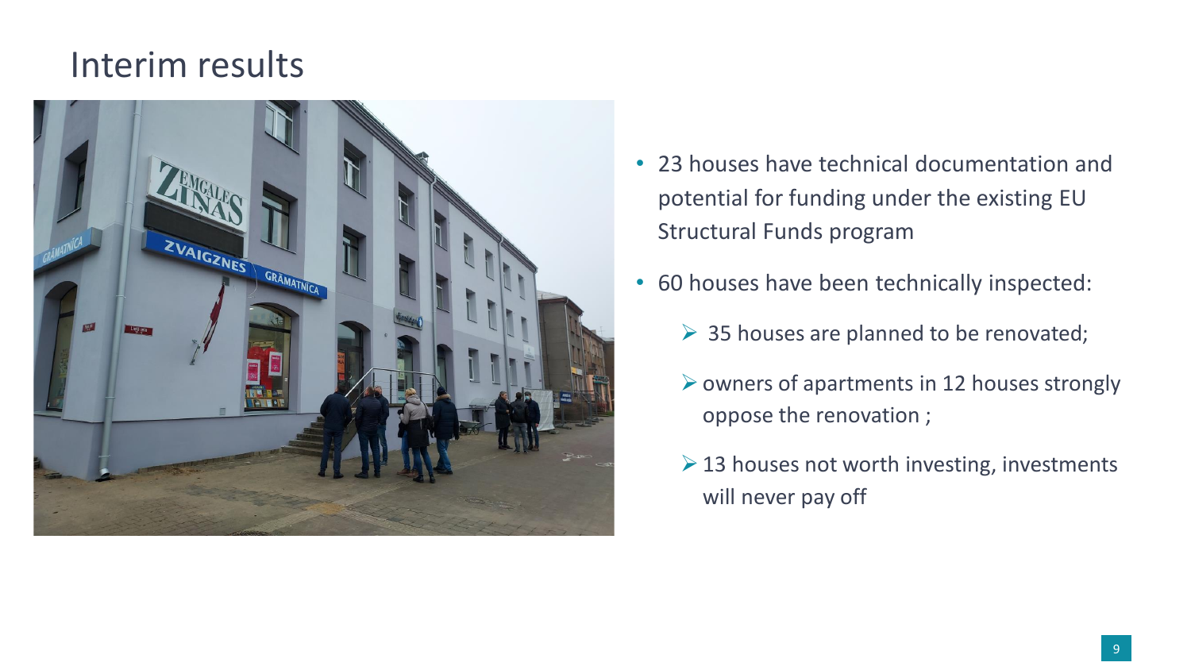# Interim results

- 23 houses have technical documentation and potential for funding under the existing EU Structural Funds program
- 60 houses have been technically inspected:
  - 35 houses are planned to be renovated;
  - owners of apartments in 12 houses strongly oppose the renovation ;
  - 13 houses not worth investing, investments will never pay off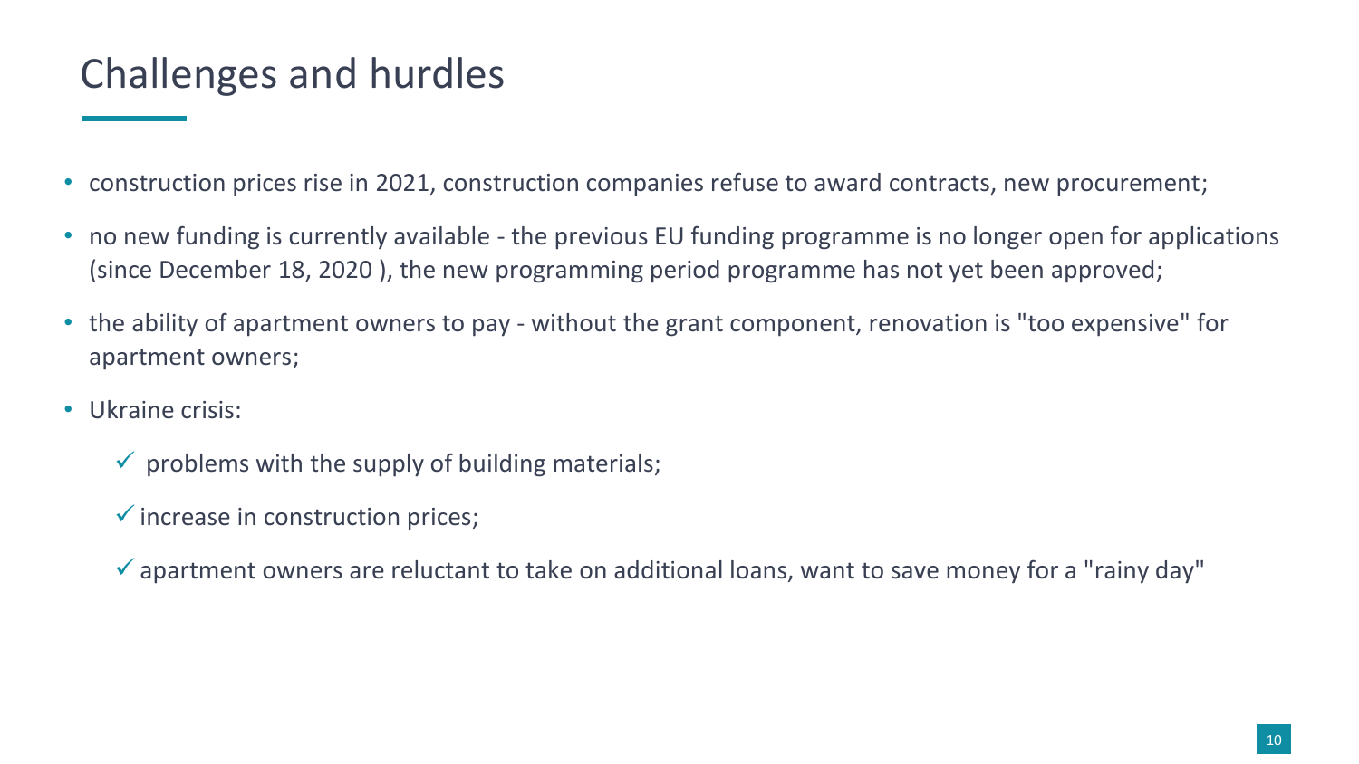# Challenges and hurdles

- construction prices rise in 2021, construction companies refuse to award contracts, new procurement;
- no new funding is currently available - the previous EU funding programme is no longer open for applications (since December 18, 2020 ), the new programming period programme has not yet been approved;
- the ability of apartment owners to pay - without the grant component, renovation is "too expensive" for apartment owners;
- Ukraine crisis:
  - ✓ problems with the supply of building materials;
  - ✓ increase in construction prices;
  - ✓ apartment owners are reluctant to take on additional loans, want to save money for a "rainy day"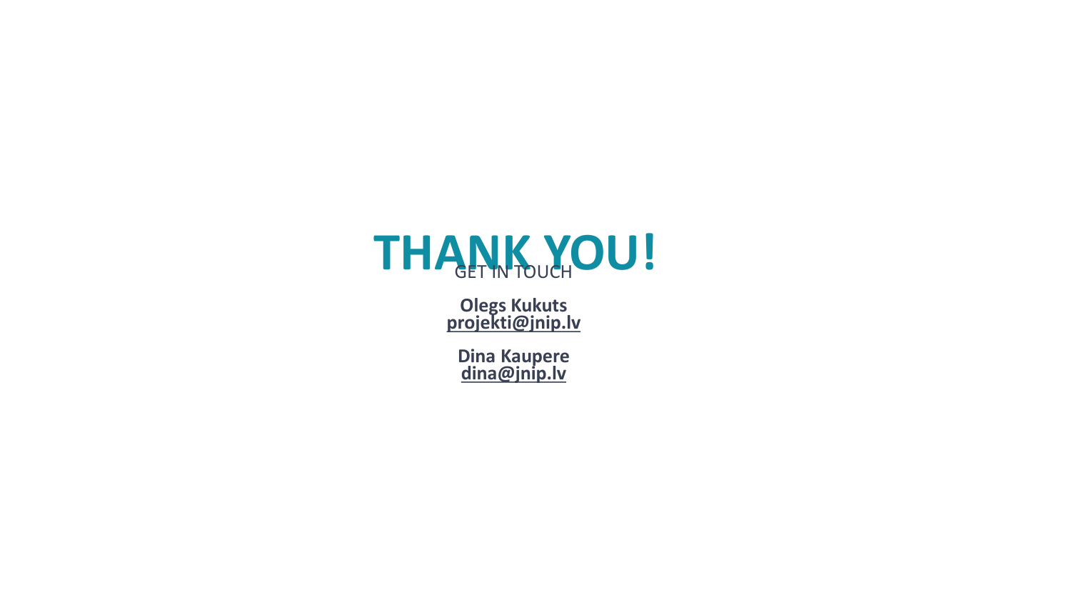# THANK YOU!

GET IN TOUCH

**Olegs Kukuts**
**projekti@jnip.lv**

**Dina Kaupere**
**dina@jnip.lv**